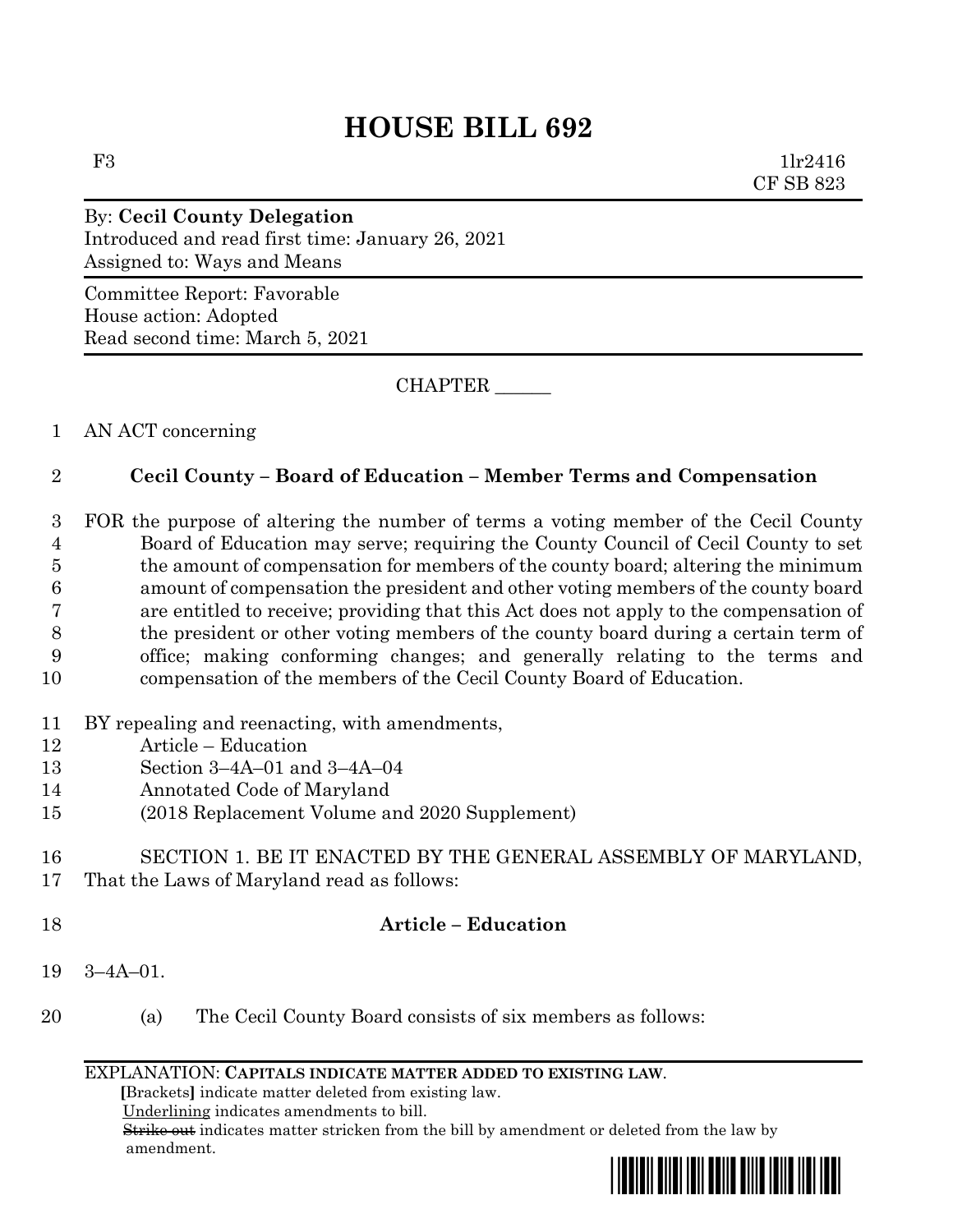# HOUSE BILL 692

F3 1lr2416
CF SB 823

By: **Cecil County Delegation**
Introduced and read first time: January 26, 2021
Assigned to: Ways and Means

Committee Report: Favorable
House action: Adopted
Read second time: March 5, 2021

CHAPTER ______

1 AN ACT concerning

2 **Cecil County – Board of Education – Member Terms and Compensation**

3 FOR the purpose of altering the number of terms a voting member of the Cecil County
4 Board of Education may serve; requiring the County Council of Cecil County to set
5 the amount of compensation for members of the county board; altering the minimum
6 amount of compensation the president and other voting members of the county board
7 are entitled to receive; providing that this Act does not apply to the compensation of
8 the president or other voting members of the county board during a certain term of
9 office; making conforming changes; and generally relating to the terms and
10 compensation of the members of the Cecil County Board of Education.

11 BY repealing and reenacting, with amendments,
12 Article – Education
13 Section 3–4A–01 and 3–4A–04
14 Annotated Code of Maryland
15 (2018 Replacement Volume and 2020 Supplement)

16 SECTION 1. BE IT ENACTED BY THE GENERAL ASSEMBLY OF MARYLAND,
17 That the Laws of Maryland read as follows:

18 **Article – Education**

19 3–4A–01.

20 (a) The Cecil County Board consists of six members as follows:

EXPLANATION: **CAPITALS INDICATE MATTER ADDED TO EXISTING LAW.**
**[**Brackets**]** indicate matter deleted from existing law.
Underlining indicates amendments to bill.
~~Strike out~~ indicates matter stricken from the bill by amendment or deleted from the law by amendment.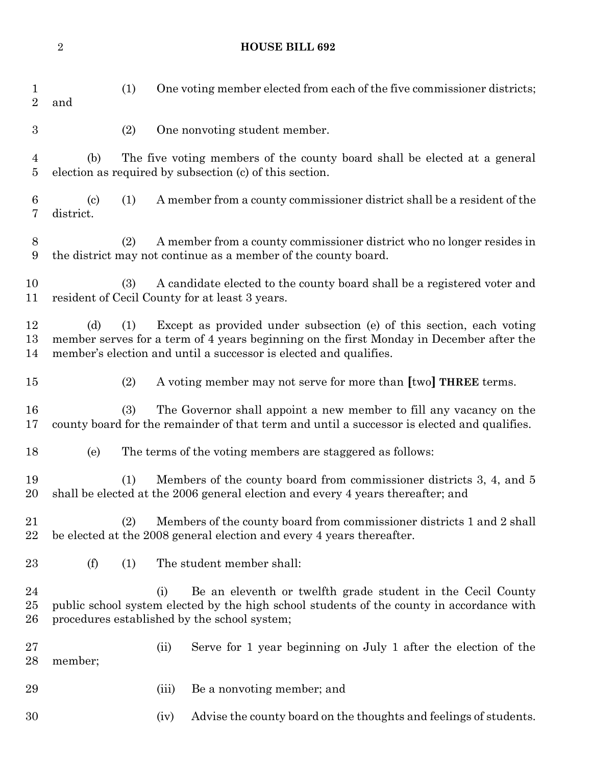(1) One voting member elected from each of the five commissioner districts; and

(2) One nonvoting student member.

(b) The five voting members of the county board shall be elected at a general election as required by subsection (c) of this section.

(c) (1) A member from a county commissioner district shall be a resident of the district.

(2) A member from a county commissioner district who no longer resides in the district may not continue as a member of the county board.

(3) A candidate elected to the county board shall be a registered voter and resident of Cecil County for at least 3 years.

(d) (1) Except as provided under subsection (e) of this section, each voting member serves for a term of 4 years beginning on the first Monday in December after the member's election and until a successor is elected and qualifies.

(2) A voting member may not serve for more than **[**two**]** **THREE** terms.

(3) The Governor shall appoint a new member to fill any vacancy on the county board for the remainder of that term and until a successor is elected and qualifies.

(e) The terms of the voting members are staggered as follows:

(1) Members of the county board from commissioner districts 3, 4, and 5 shall be elected at the 2006 general election and every 4 years thereafter; and

(2) Members of the county board from commissioner districts 1 and 2 shall be elected at the 2008 general election and every 4 years thereafter.

(f) (1) The student member shall:

(i) Be an eleventh or twelfth grade student in the Cecil County public school system elected by the high school students of the county in accordance with procedures established by the school system;

(ii) Serve for 1 year beginning on July 1 after the election of the member;

(iii) Be a nonvoting member; and

(iv) Advise the county board on the thoughts and feelings of students.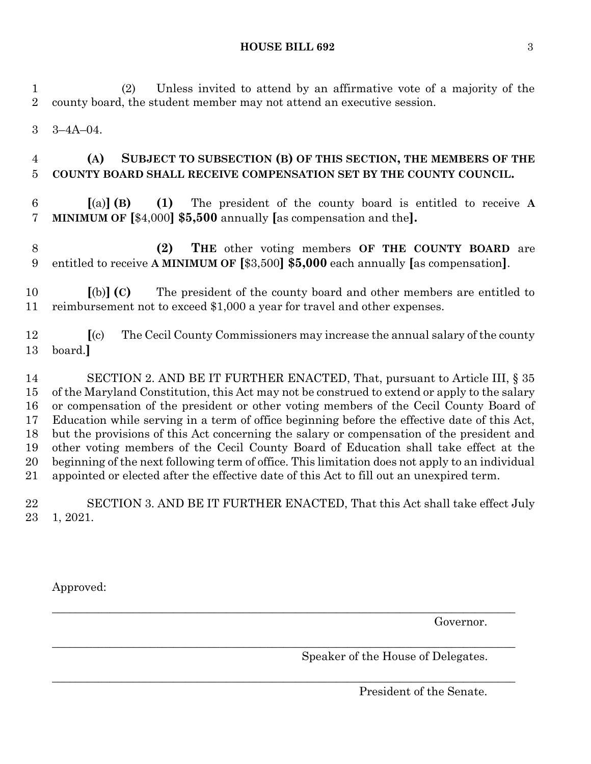(2) Unless invited to attend by an affirmative vote of a majority of the county board, the student member may not attend an executive session.

3–4A–04.

**(A) SUBJECT TO SUBSECTION (B) OF THIS SECTION, THE MEMBERS OF THE COUNTY BOARD SHALL RECEIVE COMPENSATION SET BY THE COUNTY COUNCIL.**

**[**(a)**] (B) (1)** The president of the county board is entitled to receive **A MINIMUM OF [**$4,000**] $5,500** annually **[**as compensation and the**].**

**(2) THE** other voting members **OF THE COUNTY BOARD** are entitled to receive **A MINIMUM OF [**$3,500**] $5,000** each annually **[**as compensation**]**.

**[**(b)**] (C)** The president of the county board and other members are entitled to reimbursement not to exceed $1,000 a year for travel and other expenses.

**[**(c) The Cecil County Commissioners may increase the annual salary of the county board.**]**

SECTION 2. AND BE IT FURTHER ENACTED, That, pursuant to Article III, § 35 of the Maryland Constitution, this Act may not be construed to extend or apply to the salary or compensation of the president or other voting members of the Cecil County Board of Education while serving in a term of office beginning before the effective date of this Act, but the provisions of this Act concerning the salary or compensation of the president and other voting members of the Cecil County Board of Education shall take effect at the beginning of the next following term of office. This limitation does not apply to an individual appointed or elected after the effective date of this Act to fill out an unexpired term.

SECTION 3. AND BE IT FURTHER ENACTED, That this Act shall take effect July 1, 2021.

Approved:

\_\_\_\_\_\_\_\_\_\_\_\_\_\_\_\_\_\_\_\_\_\_\_\_\_\_\_\_\_\_\_\_\_\_\_\_\_\_\_\_\_\_\_\_\_\_\_\_\_\_\_\_\_\_\_\_\_\_\_\_\_\_\_\_\_\_\_\_\_\_\_\_

Governor.

\_\_\_\_\_\_\_\_\_\_\_\_\_\_\_\_\_\_\_\_\_\_\_\_\_\_\_\_\_\_\_\_\_\_\_\_\_\_\_\_\_\_\_\_\_\_\_\_\_\_\_\_\_\_\_\_\_\_\_\_\_\_\_\_\_\_\_\_\_\_\_\_

Speaker of the House of Delegates.

\_\_\_\_\_\_\_\_\_\_\_\_\_\_\_\_\_\_\_\_\_\_\_\_\_\_\_\_\_\_\_\_\_\_\_\_\_\_\_\_\_\_\_\_\_\_\_\_\_\_\_\_\_\_\_\_\_\_\_\_\_\_\_\_\_\_\_\_\_\_\_\_

President of the Senate.